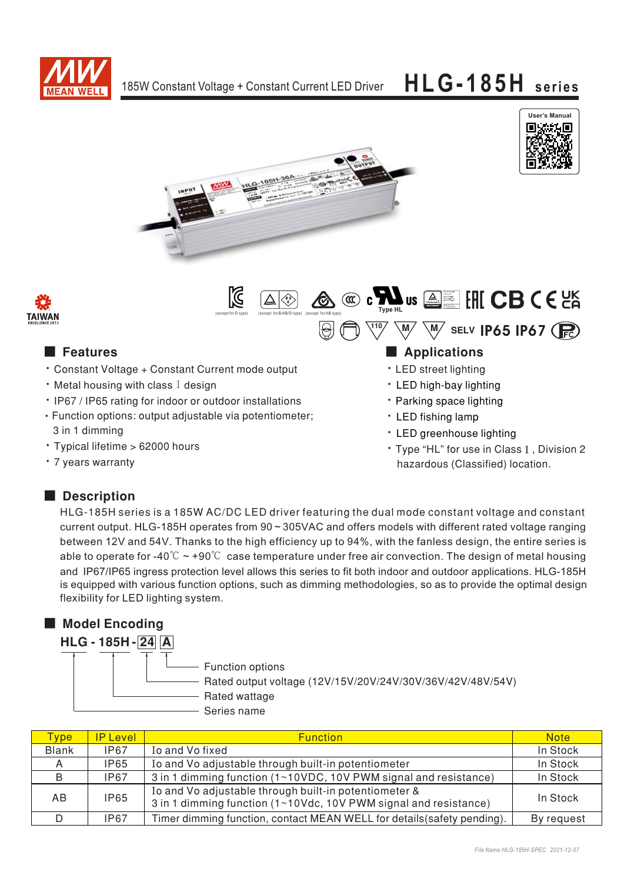# HLG-185H series

185W Constant Voltage + Constant Current LED Driver

## ■ Features

- Constant Voltage + Constant Current mode output
- Metal housing with class I design
- IP67 / IP65 rating for indoor or outdoor installations
- Function options: output adjustable via potentiometer; 3 in 1 dimming
- Typical lifetime > 62000 hours
- 7 years warranty

## ■ Applications

- LED street lighting
- LED high-bay lighting
- Parking space lighting
- LED fishing lamp
- LED greenhouse lighting
- Type "HL" for use in Class I, Division 2 hazardous (Classified) location.

## ■ Description

HLG-185H series is a 185W AC/DC LED driver featuring the dual mode constant voltage and constant current output. HLG-185H operates from 90 ~ 305VAC and offers models with different rated voltage ranging between 12V and 54V. Thanks to the high efficiency up to 94%, with the fanless design, the entire series is able to operate for -40℃ ~ +90℃ case temperature under free air convection. The design of metal housing and IP67/IP65 ingress protection level allows this series to fit both indoor and outdoor applications. HLG-185H is equipped with various function options, such as dimming methodologies, so as to provide the optimal design flexibility for LED lighting system.

## ■ Model Encoding

**HLG - 185H - 24 A**

- A: Function options
- 24: Rated output voltage (12V/15V/20V/24V/30V/36V/42V/48V/54V)
- 185H: Rated wattage
- HLG: Series name

| Type | IP Level | Function | Note |
|---|---|---|---|
| Blank | IP67 | Io and Vo fixed | In Stock |
| A | IP65 | Io and Vo adjustable through built-in potentiometer | In Stock |
| B | IP67 | 3 in 1 dimming function (1~10VDC, 10V PWM signal and resistance) | In Stock |
| AB | IP65 | Io and Vo adjustable through built-in potentiometer & 3 in 1 dimming function (1~10Vdc, 10V PWM signal and resistance) | In Stock |
| D | IP67 | Timer dimming function, contact MEAN WELL for details(safety pending). | By request |

File Name:HLG-185H-SPEC 2021-12-07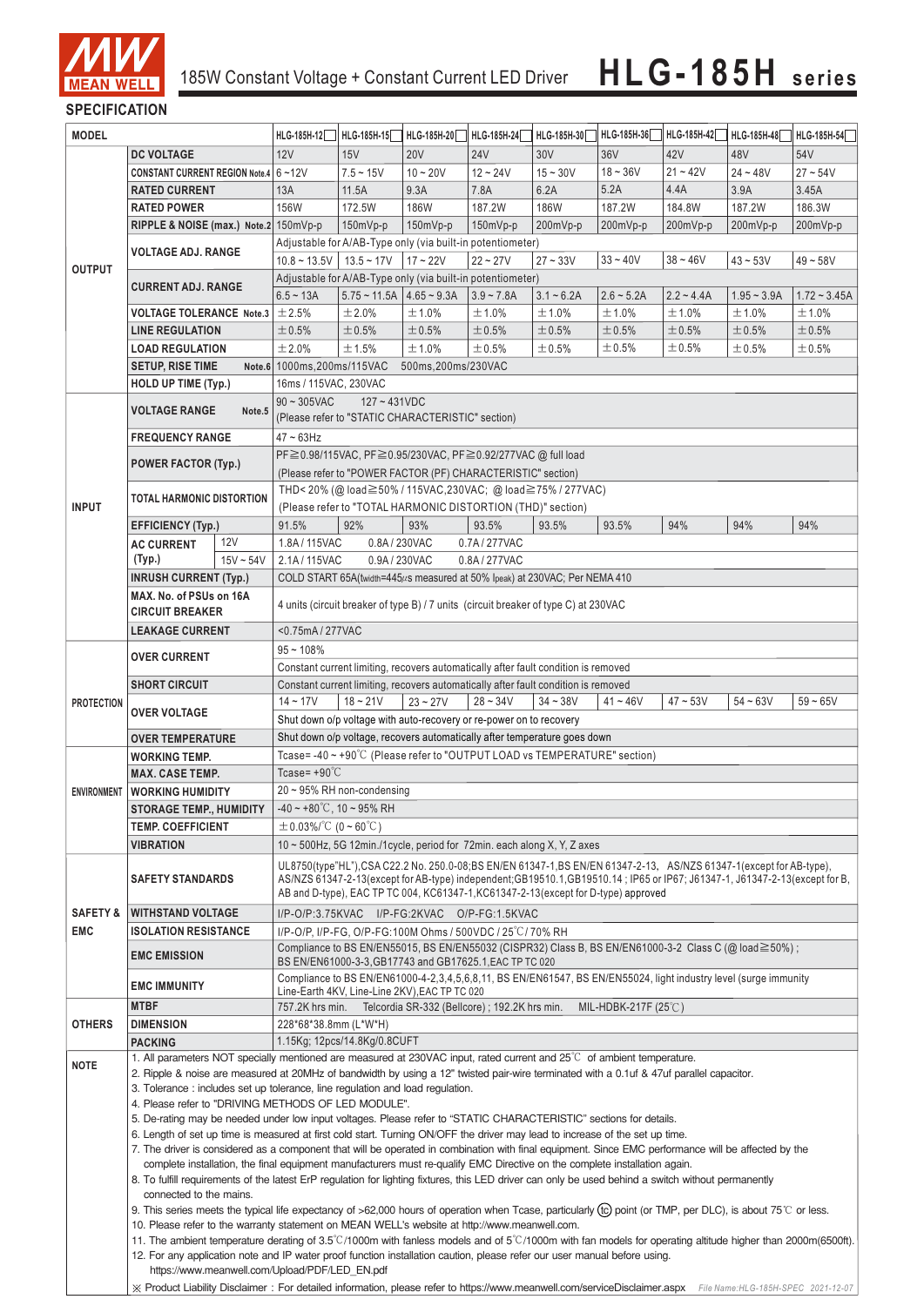# 185W Constant Voltage + Constant Current LED Driver **HLG-185H series**

## SPECIFICATION

| MODEL | | HLG-185H-12 | HLG-185H-15 | HLG-185H-20 | HLG-185H-24 | HLG-185H-30 | HLG-185H-36 | HLG-185H-42 | HLG-185H-48 | HLG-185H-54 |
|---|---|---|---|---|---|---|---|---|---|---|
| OUTPUT | DC VOLTAGE | 12V | 15V | 20V | 24V | 30V | 36V | 42V | 48V | 54V |
| | CONSTANT CURRENT REGION Note.4 | 6 ~ 12V | 7.5 ~ 15V | 10 ~ 20V | 12 ~ 24V | 15 ~ 30V | 18 ~ 36V | 21 ~ 42V | 24 ~ 48V | 27 ~ 54V |
| | RATED CURRENT | 13A | 11.5A | 9.3A | 7.8A | 6.2A | 5.2A | 4.4A | 3.9A | 3.45A |
| | RATED POWER | 156W | 172.5W | 186W | 187.2W | 186W | 187.2W | 184.8W | 187.2W | 186.3W |
| | RIPPLE & NOISE (max.) Note.2 | 150mVp-p | 150mVp-p | 150mVp-p | 150mVp-p | 200mVp-p | 200mVp-p | 200mVp-p | 200mVp-p | 200mVp-p |
| | VOLTAGE ADJ. RANGE | Adjustable for A/AB-Type only (via built-in potentiometer) | | | | | | | | |
| | | 10.8 ~ 13.5V | 13.5 ~ 17V | 17 ~ 22V | 22 ~ 27V | 27 ~ 33V | 33 ~ 40V | 38 ~ 46V | 43 ~ 53V | 49 ~ 58V |
| | CURRENT ADJ. RANGE | Adjustable for A/AB-Type only (via built-in potentiometer) | | | | | | | | |
| | | 6.5 ~ 13A | 5.75 ~ 11.5A | 4.65 ~ 9.3A | 3.9 ~ 7.8A | 3.1 ~ 6.2A | 2.6 ~ 5.2A | 2.2 ~ 4.4A | 1.95 ~ 3.9A | 1.72 ~ 3.45A |
| | VOLTAGE TOLERANCE Note.3 | ±2.5% | ±2.0% | ±1.0% | ±1.0% | ±1.0% | ±1.0% | ±1.0% | ±1.0% | ±1.0% |
| | LINE REGULATION | ±0.5% | ±0.5% | ±0.5% | ±0.5% | ±0.5% | ±0.5% | ±0.5% | ±0.5% | ±0.5% |
| | LOAD REGULATION | ±2.0% | ±1.5% | ±1.0% | ±0.5% | ±0.5% | ±0.5% | ±0.5% | ±0.5% | ±0.5% |
| | SETUP, RISE TIME Note.6 | 1000ms,200ms/115VAC 500ms,200ms/230VAC | | | | | | | | |
| | HOLD UP TIME (Typ.) | 16ms / 115VAC, 230VAC | | | | | | | | |
| INPUT | VOLTAGE RANGE Note.5 | 90 ~ 305VAC 127 ~ 431VDC (Please refer to "STATIC CHARACTERISTIC" section) | | | | | | | | |
| | FREQUENCY RANGE | 47 ~ 63Hz | | | | | | | | |
| | POWER FACTOR (Typ.) | PF≧0.98/115VAC, PF≧0.95/230VAC, PF≧0.92/277VAC @ full load (Please refer to "POWER FACTOR (PF) CHARACTERISTIC" section) | | | | | | | | |
| | TOTAL HARMONIC DISTORTION | THD< 20% (@ load≧50% / 115VAC,230VAC; @ load≧75% / 277VAC) (Please refer to "TOTAL HARMONIC DISTORTION (THD)" section) | | | | | | | | |
| | EFFICIENCY (Typ.) | 91.5% | 92% | 93% | 93.5% | 93.5% | 93.5% | 94% | 94% | 94% |
| | AC CURRENT (Typ.) 12V | 1.8A / 115VAC 0.8A / 230VAC 0.7A / 277VAC | | | | | | | | |
| | AC CURRENT (Typ.) 15V ~ 54V | 2.1A / 115VAC 0.9A / 230VAC 0.8A / 277VAC | | | | | | | | |
| | INRUSH CURRENT (Typ.) | COLD START 65A(twidth=445μs measured at 50% Ipeak) at 230VAC; Per NEMA 410 | | | | | | | | |
| | MAX. No. of PSUs on 16A CIRCUIT BREAKER | 4 units (circuit breaker of type B) / 7 units (circuit breaker of type C) at 230VAC | | | | | | | | |
| | LEAKAGE CURRENT | <0.75mA / 277VAC | | | | | | | | |
| PROTECTION | OVER CURRENT | 95 ~ 108% Constant current limiting, recovers automatically after fault condition is removed | | | | | | | | |
| | SHORT CIRCUIT | Constant current limiting, recovers automatically after fault condition is removed | | | | | | | | |
| | OVER VOLTAGE | 14 ~ 17V | 18 ~ 21V | 23 ~ 27V | 28 ~ 34V | 34 ~ 38V | 41 ~ 46V | 47 ~ 53V | 54 ~ 63V | 59 ~ 65V |
| | | Shut down o/p voltage with auto-recovery or re-power on to recovery | | | | | | | | |
| | OVER TEMPERATURE | Shut down o/p voltage, recovers automatically after temperature goes down | | | | | | | | |
| ENVIRONMENT | WORKING TEMP. | Tcase= -40 ~ +90℃ (Please refer to "OUTPUT LOAD vs TEMPERATURE" section) | | | | | | | | |
| | MAX. CASE TEMP. | Tcase= +90℃ | | | | | | | | |
| | WORKING HUMIDITY | 20 ~ 95% RH non-condensing | | | | | | | | |
| | STORAGE TEMP., HUMIDITY | -40 ~ +80℃, 10 ~ 95% RH | | | | | | | | |
| | TEMP. COEFFICIENT | ±0.03%/℃ (0 ~ 60℃) | | | | | | | | |
| | VIBRATION | 10 ~ 500Hz, 5G 12min./1cycle, period for 72min. each along X, Y, Z axes | | | | | | | | |
| SAFETY & EMC | SAFETY STANDARDS | UL8750(type"HL"),CSA C22.2 No. 250.0-08;BS EN/EN 61347-1,BS EN/EN 61347-2-13, AS/NZS 61347-1(except for AB-type), AS/NZS 61347-2-13(except for AB-type) independent;GB19510.1,GB19510.14 ; IP65 or IP67; J61347-1, J61347-2-13(except for B, AB and D-type), EAC TP TC 004, KC61347-1,KC61347-2-13(except for D-type) approved | | | | | | | | |
| | WITHSTAND VOLTAGE | I/P-O/P:3.75KVAC I/P-FG:2KVAC O/P-FG:1.5KVAC | | | | | | | | |
| | ISOLATION RESISTANCE | I/P-O/P, I/P-FG, O/P-FG:100M Ohms / 500VDC / 25℃/ 70% RH | | | | | | | | |
| | EMC EMISSION | Compliance to BS EN/EN55015, BS EN/EN55032 (CISPR32) Class B, BS EN/EN61000-3-2 Class C (@ load≧50%) ; BS EN/EN61000-3-3,GB17743 and GB17625.1,EAC TP TC 020 | | | | | | | | |
| | EMC IMMUNITY | Compliance to BS EN/EN61000-4-2,3,4,5,6,8,11, BS EN/EN61547, BS EN/EN55024, light industry level (surge immunity Line-Earth 4KV, Line-Line 2KV),EAC TP TC 020 | | | | | | | | |
| OTHERS | MTBF | 757.2K hrs min. Telcordia SR-332 (Bellcore) ; 192.2K hrs min. MIL-HDBK-217F (25℃) | | | | | | | | |
| | DIMENSION | 228*68*38.8mm (L*W*H) | | | | | | | | |
| | PACKING | 1.15Kg; 12pcs/14.8Kg/0.8CUFT | | | | | | | | |

**NOTE**

1. All parameters NOT specially mentioned are measured at 230VAC input, rated current and 25℃ of ambient temperature.
2. Ripple & noise are measured at 20MHz of bandwidth by using a 12" twisted pair-wire terminated with a 0.1uf & 47uf parallel capacitor.
3. Tolerance : includes set up tolerance, line regulation and load regulation.
4. Please refer to "DRIVING METHODS OF LED MODULE".
5. De-rating may be needed under low input voltages. Please refer to "STATIC CHARACTERISTIC" sections for details.
6. Length of set up time is measured at first cold start. Turning ON/OFF the driver may lead to increase of the set up time.
7. The driver is considered as a component that will be operated in combination with final equipment. Since EMC performance will be affected by the complete installation, the final equipment manufacturers must re-qualify EMC Directive on the complete installation again.
8. To fulfill requirements of the latest ErP regulation for lighting fixtures, this LED driver can only be used behind a switch without permanently connected to the mains.
9. This series meets the typical life expectancy of >62,000 hours of operation when Tcase, particularly (tc) point (or TMP, per DLC), is about 75℃ or less.
10. Please refer to the warranty statement on MEAN WELL's website at http://www.meanwell.com.
11. The ambient temperature derating of 3.5℃/1000m with fanless models and of 5℃/1000m with fan models for operating altitude higher than 2000m(6500ft).
12. For any application note and IP water proof function installation caution, please refer our user manual before using. https://www.meanwell.com/Upload/PDF/LED_EN.pdf

※ Product Liability Disclaimer : For detailed information, please refer to https://www.meanwell.com/serviceDisclaimer.aspx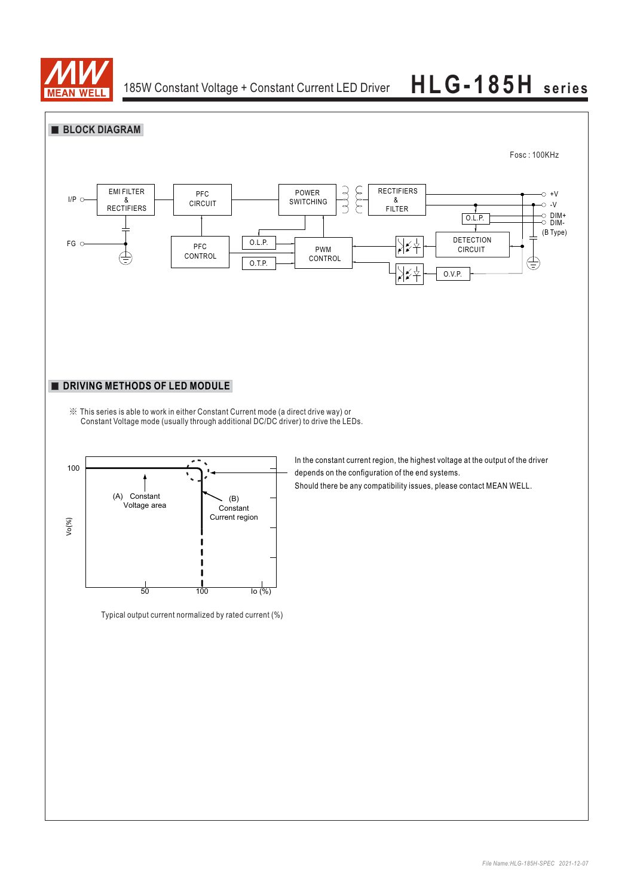## BLOCK DIAGRAM

Fosc : 100KHz

I/P, FG, EMI FILTER & RECTIFIERS, PFC CIRCUIT, POWER SWITCHING, RECTIFIERS & FILTER, +V, -V, O.L.P., DIM+, DIM-, (B Type), PFC CONTROL, O.L.P., O.T.P., PWM CONTROL, DETECTION CIRCUIT, O.V.P.

## DRIVING METHODS OF LED MODULE

※ This series is able to work in either Constant Current mode (a direct drive way) or Constant Voltage mode (usually through additional DC/DC driver) to drive the LEDs.

Vo(%) 100; (A) Constant Voltage area; (B) Constant Current region; 50, 100, Io (%)

Typical output current normalized by rated current (%)

In the constant current region, the highest voltage at the output of the driver depends on the configuration of the end systems.

Should there be any compatibility issues, please contact MEAN WELL.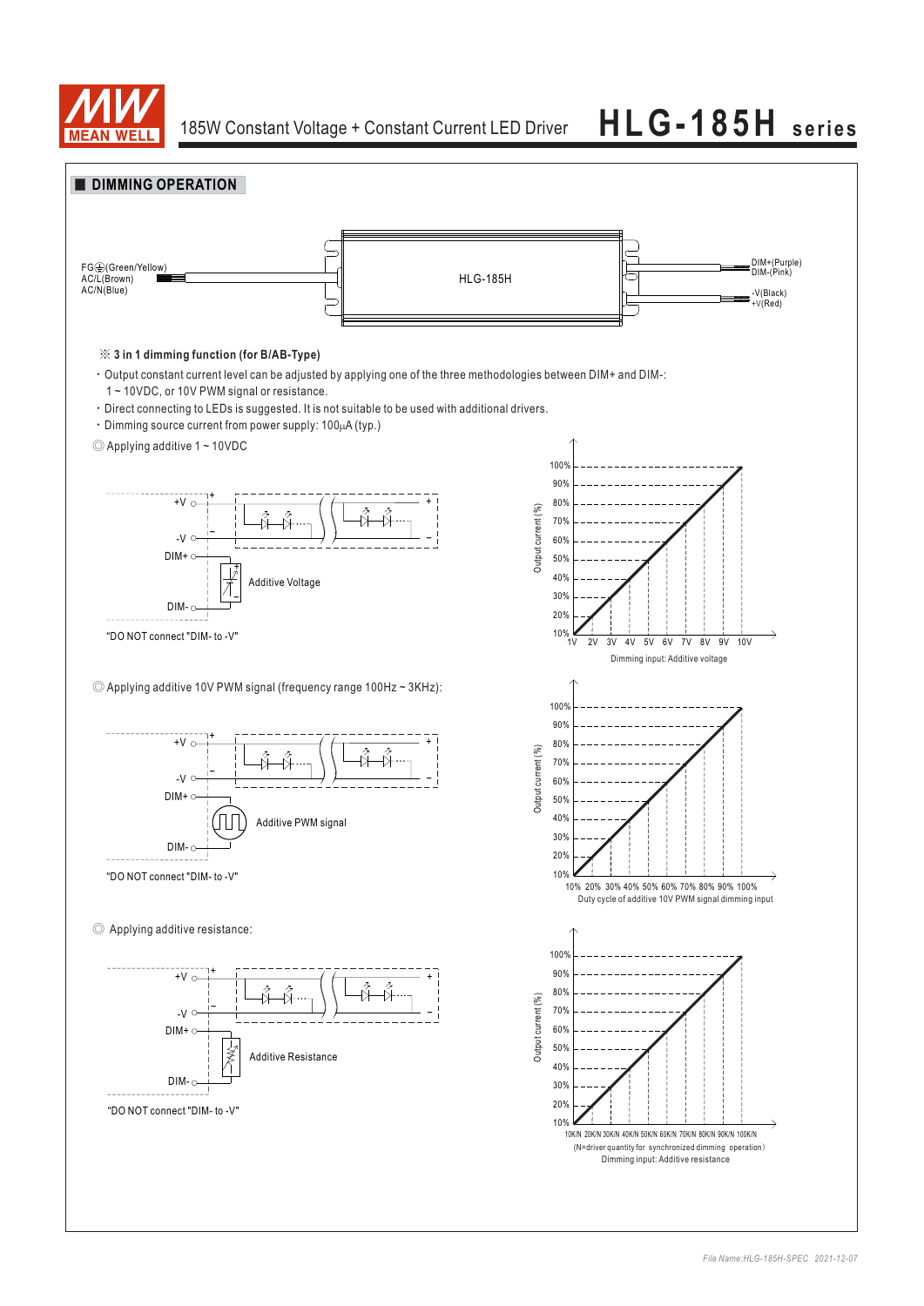## DIMMING OPERATION

FG⏚(Green/Yellow)
AC/L(Brown)
AC/N(Blue)

HLG-185H

DIM+(Purple)
DIM-(Pink)

-V(Black)
+V(Red)

※ **3 in 1 dimming function (for B/AB-Type)**

- Output constant current level can be adjusted by applying one of the three methodologies between DIM+ and DIM-: 1 ~ 10VDC, or 10V PWM signal or resistance.
- Direct connecting to LEDs is suggested. It is not suitable to be used with additional drivers.
- Dimming source current from power supply: 100μA (typ.)

◎ Applying additive 1 ~ 10VDC

+V, -V, DIM+, DIM-, Additive Voltage

"DO NOT connect "DIM- to -V"

Output current (%): 10% – 100%

1V 2V 3V 4V 5V 6V 7V 8V 9V 10V

Dimming input: Additive voltage

◎ Applying additive 10V PWM signal (frequency range 100Hz ~ 3KHz):

+V, -V, DIM+, DIM-, Additive PWM signal

"DO NOT connect "DIM- to -V"

Output current (%): 10% – 100%

10% 20% 30% 40% 50% 60% 70% 80% 90% 100%

Duty cycle of additive 10V PWM signal dimming input

◎ Applying additive resistance:

+V, -V, DIM+, DIM-, Additive Resistance

"DO NOT connect "DIM- to -V"

Output current (%): 10% – 100%

10K/N 20K/N 30K/N 40K/N 50K/N 60K/N 70K/N 80K/N 90K/N 100K/N

(N=driver quantity for synchronized dimming operation)

Dimming input: Additive resistance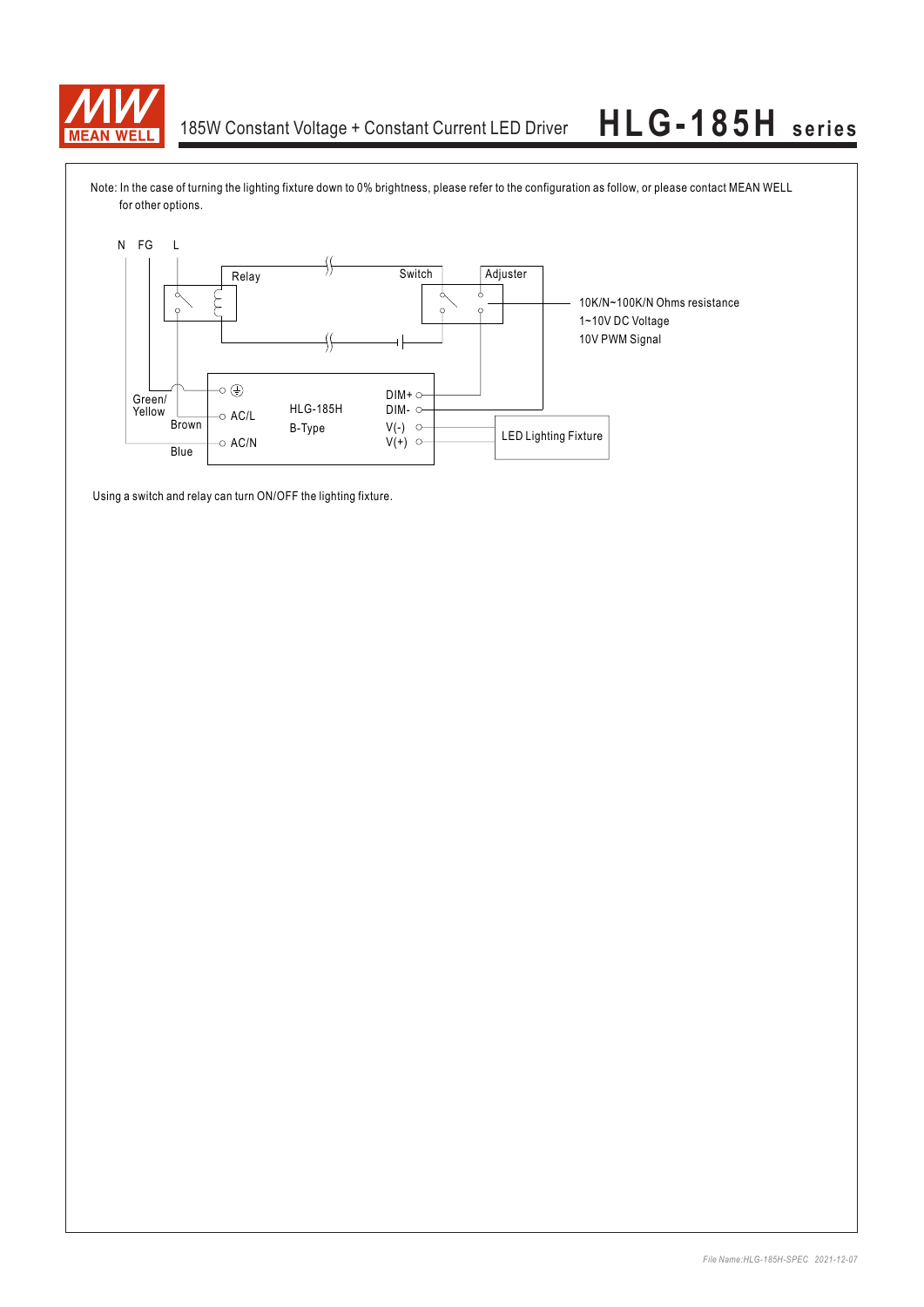Note: In the case of turning the lighting fixture down to 0% brightness, please refer to the configuration as follow, or please contact MEAN WELL for other options.

N FG L

Relay

Switch

Adjuster

10K/N~100K/N Ohms resistance
1~10V DC Voltage
10V PWM Signal

Green/
Yellow

Brown

Blue

AC/L

AC/N

HLG-185H
B-Type

DIM+
DIM-
V(-)
V(+)

LED Lighting Fixture

Using a switch and relay can turn ON/OFF the lighting fixture.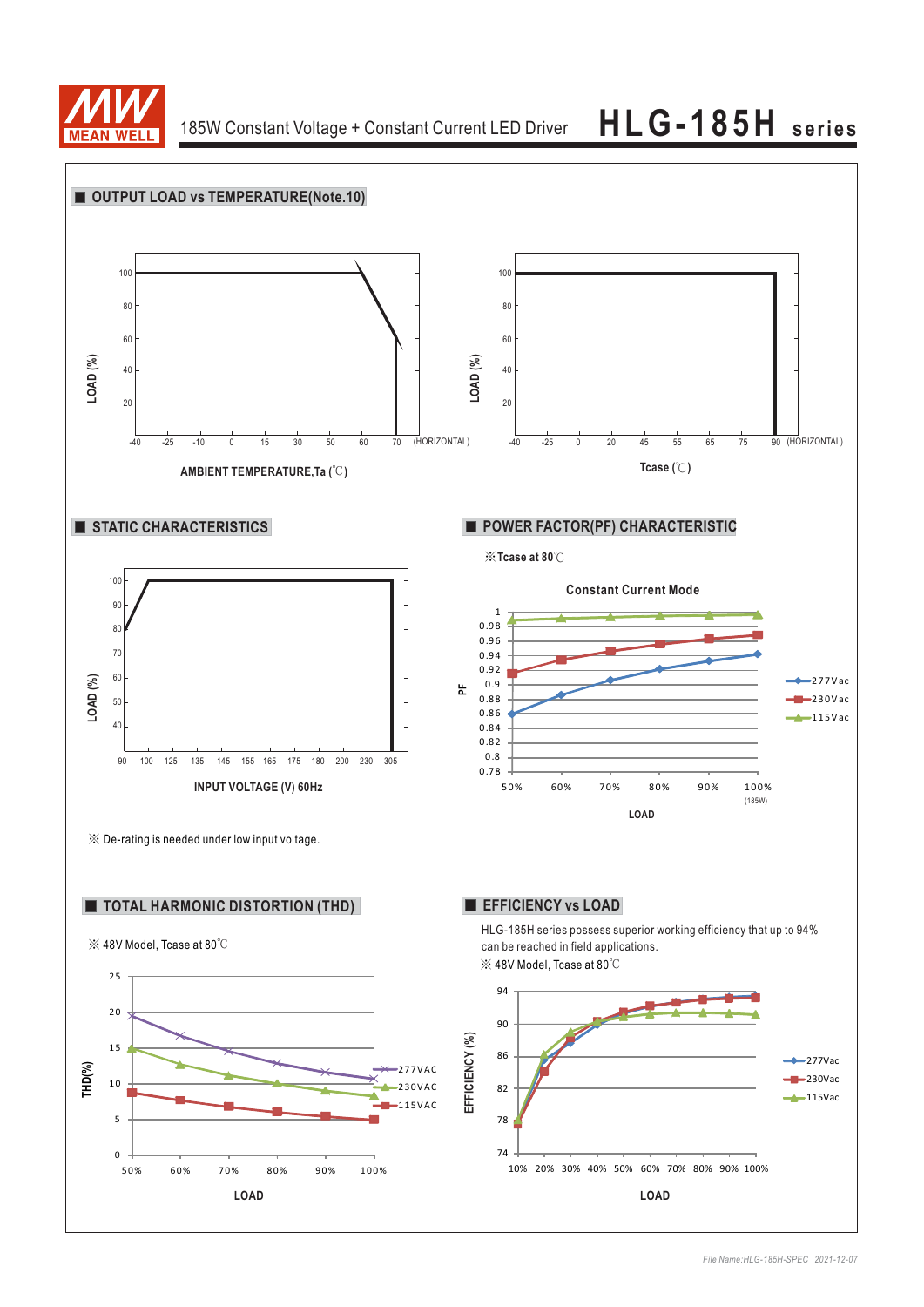## ■ OUTPUT LOAD vs TEMPERATURE(Note.10)

LOAD (%)

AMBIENT TEMPERATURE,Ta (℃)

LOAD (%)

Tcase (℃)

## ■ STATIC CHARACTERISTICS

LOAD (%)

INPUT VOLTAGE (V) 60Hz

※ De-rating is needed under low input voltage.

## ■ POWER FACTOR(PF) CHARACTERISTIC

※Tcase at 80℃

Constant Current Mode

## ■ TOTAL HARMONIC DISTORTION (THD)

※ 48V Model, Tcase at 80℃

## ■ EFFICIENCY vs LOAD

HLG-185H series possess superior working efficiency that up to 94% can be reached in field applications.

※ 48V Model, Tcase at 80℃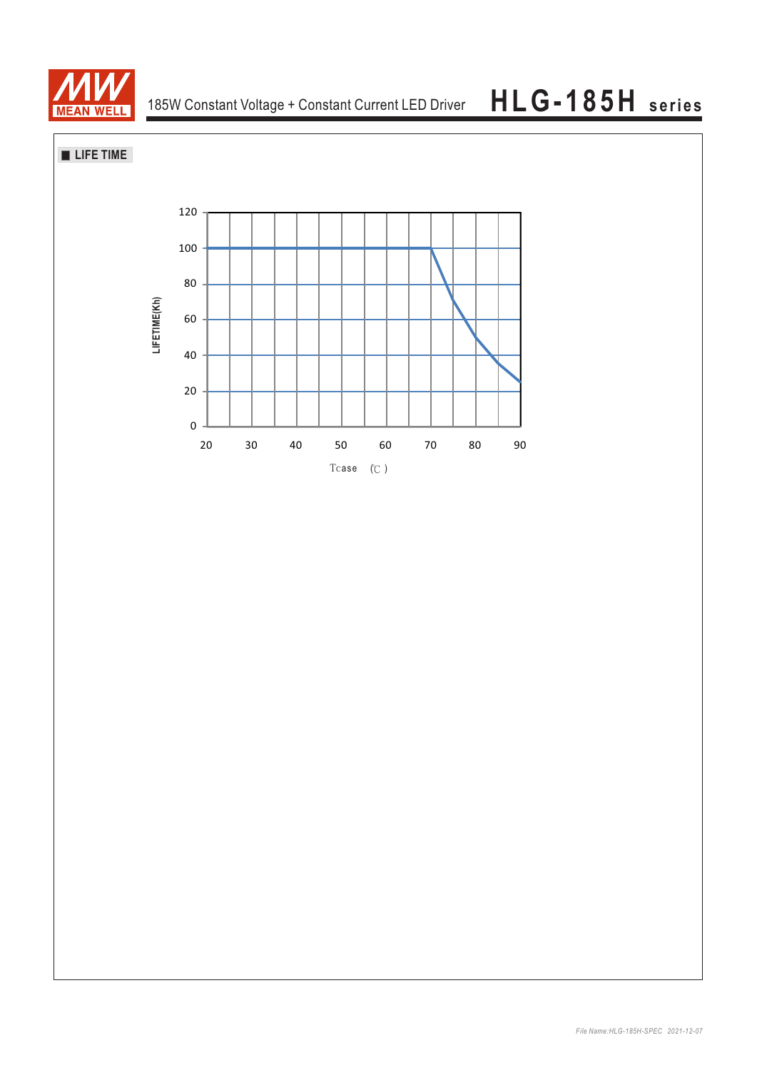## LIFE TIME

LIFETIME(Kh)

120
100
80
60
40
20
0

20 30 40 50 60 70 80 90

Tcase (℃)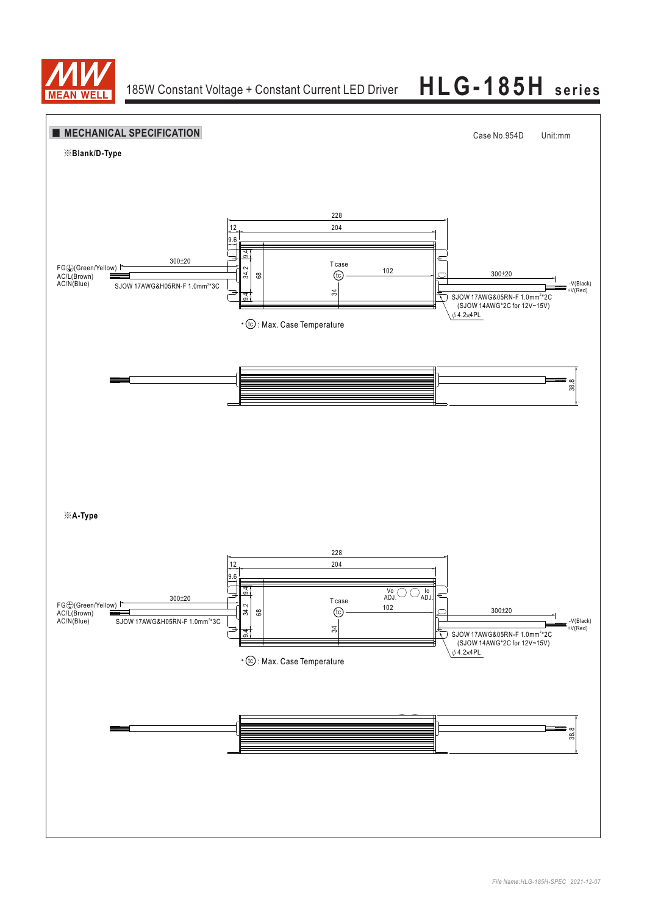## MECHANICAL SPECIFICATION

Case No.954D Unit:mm

※**Blank/D-Type**

228
12
204
9.6
9.4
34.2
68
9.4
T case
tc
102
34
300±20
FG⏚(Green/Yellow)
AC/L(Brown)
AC/N(Blue)
SJOW 17AWG&H05RN-F 1.0mm²*3C
300±20
-V(Black)
+V(Red)
SJOW 17AWG&05RN-F 1.0mm²*2C
(SJOW 14AWG*2C for 12V~15V)
ϕ4.2×4PL

• tc : Max. Case Temperature

38.8

※**A-Type**

228
12
204
9.6
9.4
34.2
68
9.4
Vo ADJ.
Io ADJ.
T case
tc
102
34
300±20
FG⏚(Green/Yellow)
AC/L(Brown)
AC/N(Blue)
SJOW 17AWG&H05RN-F 1.0mm²*3C
300±20
-V(Black)
+V(Red)
SJOW 17AWG&05RN-F 1.0mm²*2C
(SJOW 14AWG*2C for 12V~15V)
ϕ4.2×4PL

• tc : Max. Case Temperature

38.8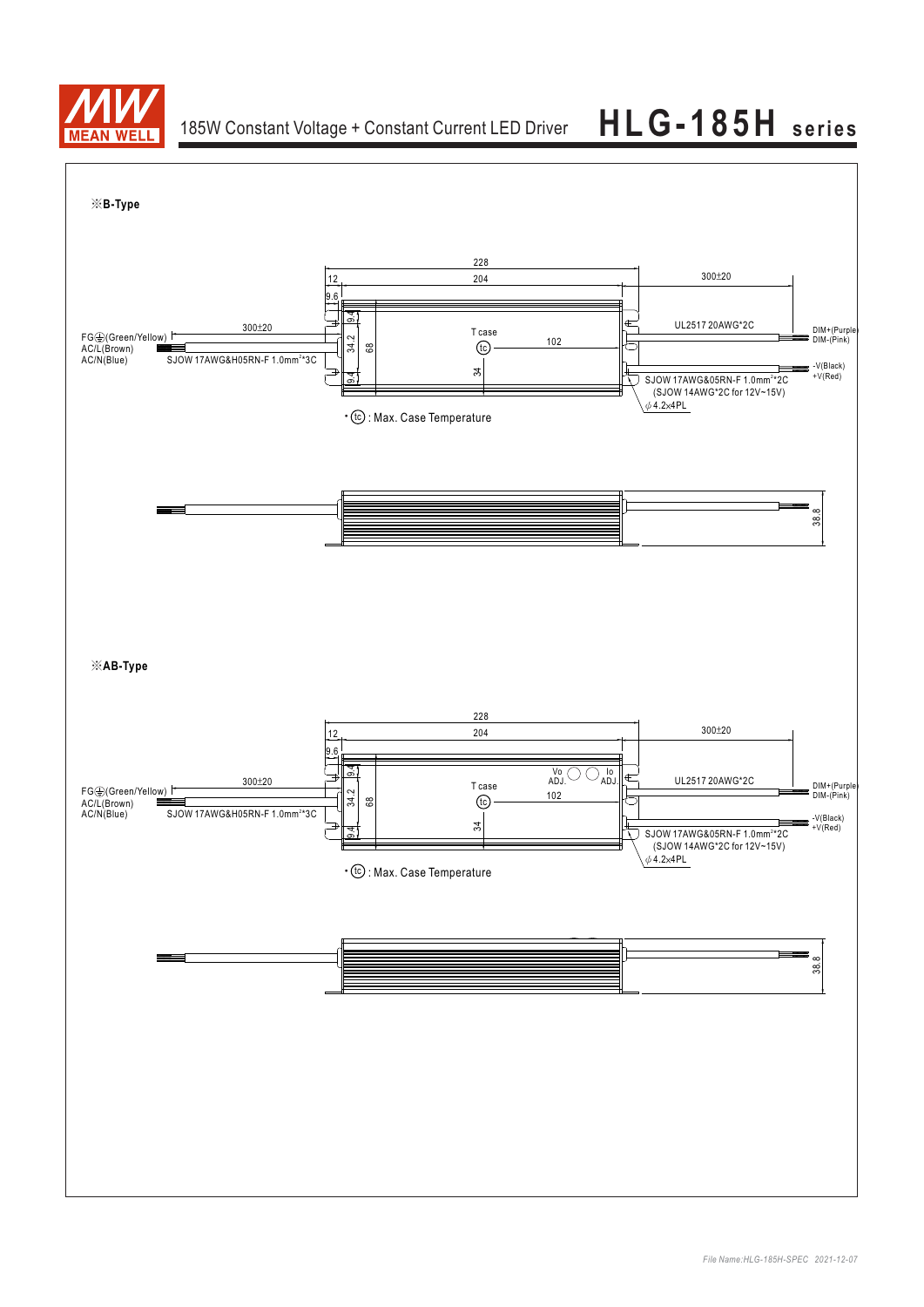※**B-Type**

228

12 204 300±20

9.6

9.4 34.2 68 9.4

FG⏚(Green/Yellow) 300±20

AC/L(Brown)

AC/N(Blue) SJOW 17AWG&H05RN-F 1.0mm²*3C

T case

tc 102

34

UL2517 20AWG*2C

DIM+(Purple)

DIM-(Pink)

-V(Black)

+V(Red)

SJOW 17AWG&05RN-F 1.0mm²*2C

(SJOW 14AWG*2C for 12V~15V)

ϕ4.2x4PL

• tc : Max. Case Temperature

38.8

※**AB-Type**

228

12 204 300±20

9.6

9.4 34.2 68 9.4

FG⏚(Green/Yellow) 300±20

AC/L(Brown)

AC/N(Blue) SJOW 17AWG&H05RN-F 1.0mm²*3C

Vo ADJ. Io ADJ.

T case

tc 102

34

UL2517 20AWG*2C

DIM+(Purple)

DIM-(Pink)

-V(Black)

+V(Red)

SJOW 17AWG&05RN-F 1.0mm²*2C

(SJOW 14AWG*2C for 12V~15V)

ϕ4.2x4PL

• tc : Max. Case Temperature

38.8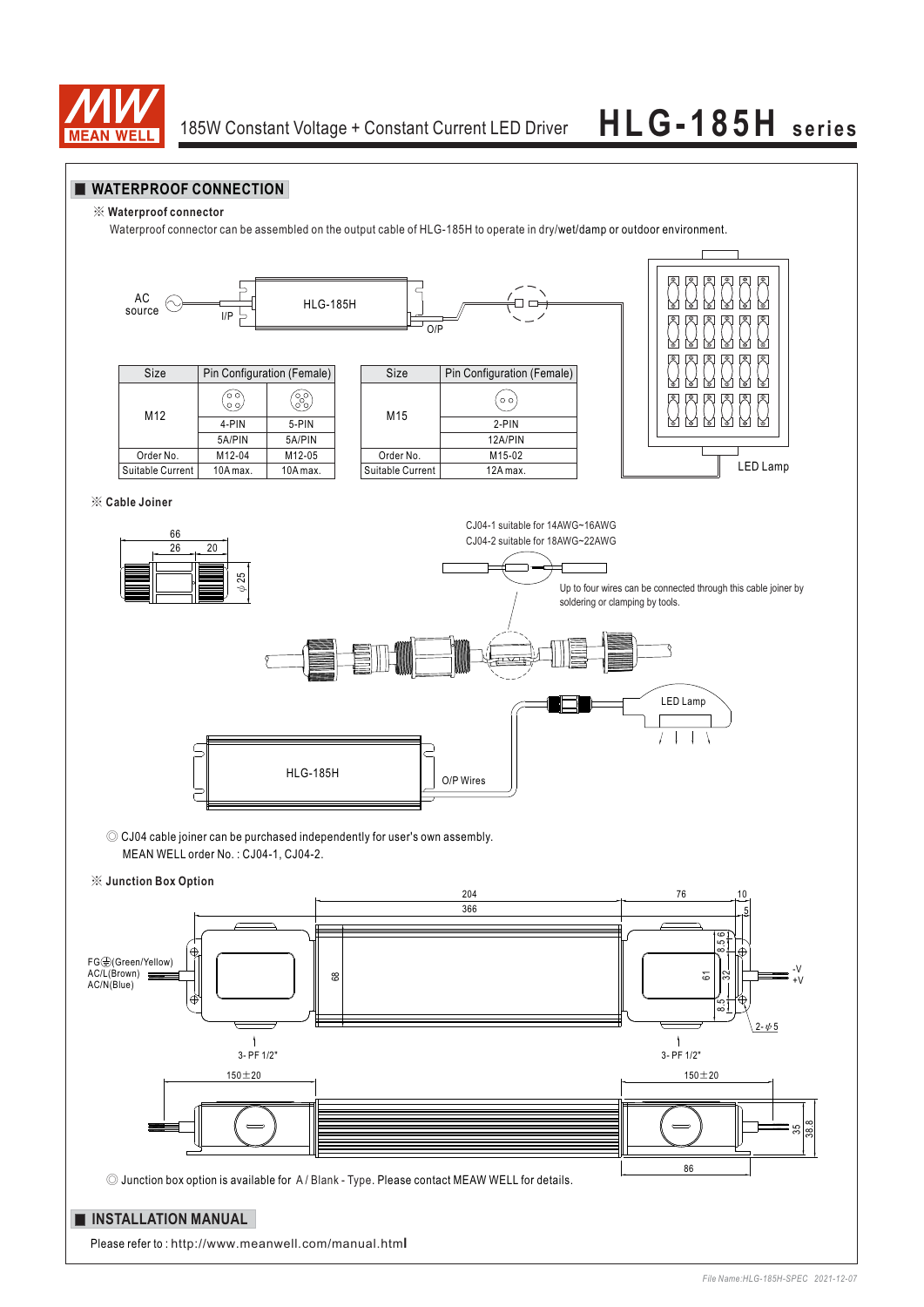## WATERPROOF CONNECTION

※ **Waterproof connector**

Waterproof connector can be assembled on the output cable of HLG-185H to operate in dry/wet/damp or outdoor environment.

AC source

I/P

HLG-185H

O/P

LED Lamp

| Size | Pin Configuration (Female) | |
|---|---|---|
| M12 | 4-PIN | 5-PIN |
| | 5A/PIN | 5A/PIN |
| Order No. | M12-04 | M12-05 |
| Suitable Current | 10A max. | 10A max. |

| Size | Pin Configuration (Female) |
|---|---|
| M15 | 2-PIN |
| | 12A/PIN |
| Order No. | M15-02 |
| Suitable Current | 12A max. |

※ **Cable Joiner**

66
26
20
ϕ25

CJ04-1 suitable for 14AWG~16AWG
CJ04-2 suitable for 18AWG~22AWG

Up to four wires can be connected through this cable joiner by soldering or clamping by tools.

LED Lamp

HLG-185H

O/P Wires

◎ CJ04 cable joiner can be purchased independently for user's own assembly.
MEAN WELL order No. : CJ04-1, CJ04-2.

※ **Junction Box Option**

204
76
10
366
5
FG⏚(Green/Yellow)
AC/L(Brown)
AC/N(Blue)
68
61
8.5
6
32
8.5
-V
+V
2- ϕ5
3- PF 1/2"
3- PF 1/2"
150±20
150±20
35
38.8
86

◎ Junction box option is available for A / Blank - Type. Please contact MEAW WELL for details.

## INSTALLATION MANUAL

Please refer to : http://www.meanwell.com/manual.html